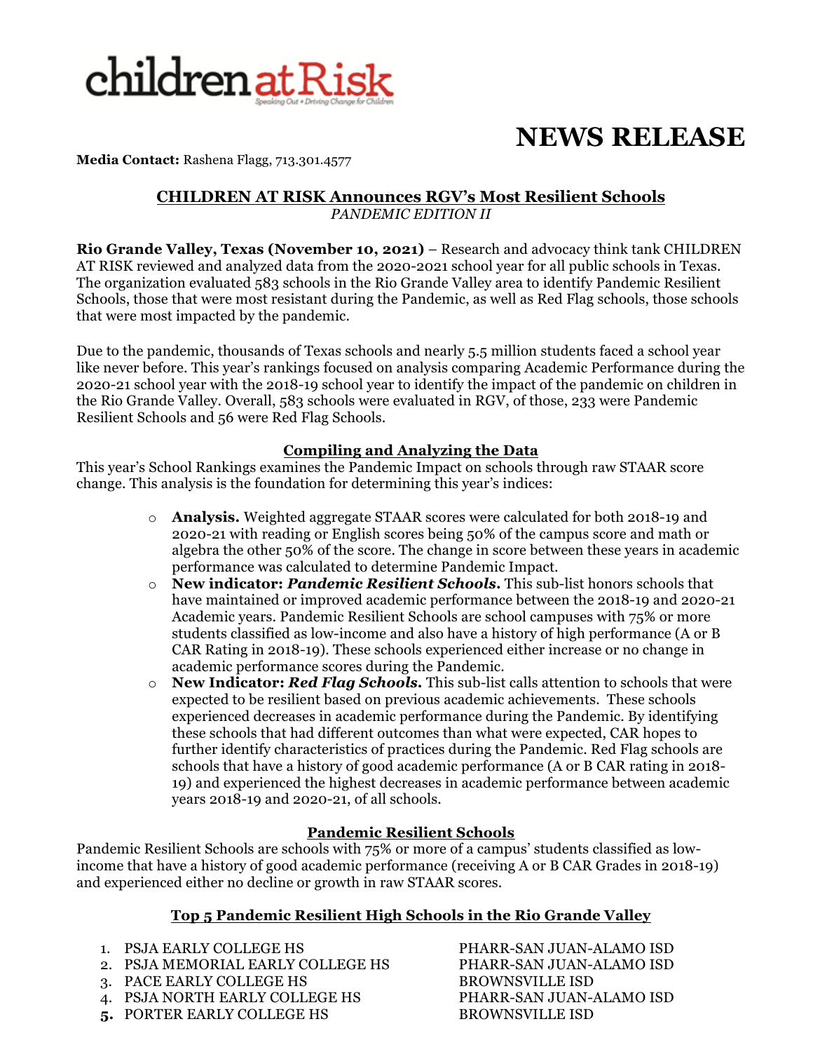children at Risk
Speaking Out • Driving Change for Children

# NEWS RELEASE

**Media Contact:** Rashena Flagg, 713.301.4577

## CHILDREN AT RISK Announces RGV's Most Resilient Schools

*PANDEMIC EDITION II*

**Rio Grande Valley, Texas (November 10, 2021)** – Research and advocacy think tank CHILDREN AT RISK reviewed and analyzed data from the 2020-2021 school year for all public schools in Texas. The organization evaluated 583 schools in the Rio Grande Valley area to identify Pandemic Resilient Schools, those that were most resistant during the Pandemic, as well as Red Flag schools, those schools that were most impacted by the pandemic.

Due to the pandemic, thousands of Texas schools and nearly 5.5 million students faced a school year like never before. This year's rankings focused on analysis comparing Academic Performance during the 2020-21 school year with the 2018-19 school year to identify the impact of the pandemic on children in the Rio Grande Valley. Overall, 583 schools were evaluated in RGV, of those, 233 were Pandemic Resilient Schools and 56 were Red Flag Schools.

### Compiling and Analyzing the Data

This year's School Rankings examines the Pandemic Impact on schools through raw STAAR score change. This analysis is the foundation for determining this year's indices:

- **Analysis.** Weighted aggregate STAAR scores were calculated for both 2018-19 and 2020-21 with reading or English scores being 50% of the campus score and math or algebra the other 50% of the score. The change in score between these years in academic performance was calculated to determine Pandemic Impact.
- **New indicator: *Pandemic Resilient Schools.*** This sub-list honors schools that have maintained or improved academic performance between the 2018-19 and 2020-21 Academic years. Pandemic Resilient Schools are school campuses with 75% or more students classified as low-income and also have a history of high performance (A or B CAR Rating in 2018-19). These schools experienced either increase or no change in academic performance scores during the Pandemic.
- **New Indicator: *Red Flag Schools.*** This sub-list calls attention to schools that were expected to be resilient based on previous academic achievements. These schools experienced decreases in academic performance during the Pandemic. By identifying these schools that had different outcomes than what were expected, CAR hopes to further identify characteristics of practices during the Pandemic. Red Flag schools are schools that have a history of good academic performance (A or B CAR rating in 2018-19) and experienced the highest decreases in academic performance between academic years 2018-19 and 2020-21, of all schools.

### Pandemic Resilient Schools

Pandemic Resilient Schools are schools with 75% or more of a campus' students classified as low-income that have a history of good academic performance (receiving A or B CAR Grades in 2018-19) and experienced either no decline or growth in raw STAAR scores.

### Top 5 Pandemic Resilient High Schools in the Rio Grande Valley

1. PSJA EARLY COLLEGE HS — PHARR-SAN JUAN-ALAMO ISD
2. PSJA MEMORIAL EARLY COLLEGE HS — PHARR-SAN JUAN-ALAMO ISD
3. PACE EARLY COLLEGE HS — BROWNSVILLE ISD
4. PSJA NORTH EARLY COLLEGE HS — PHARR-SAN JUAN-ALAMO ISD
5. PORTER EARLY COLLEGE HS — BROWNSVILLE ISD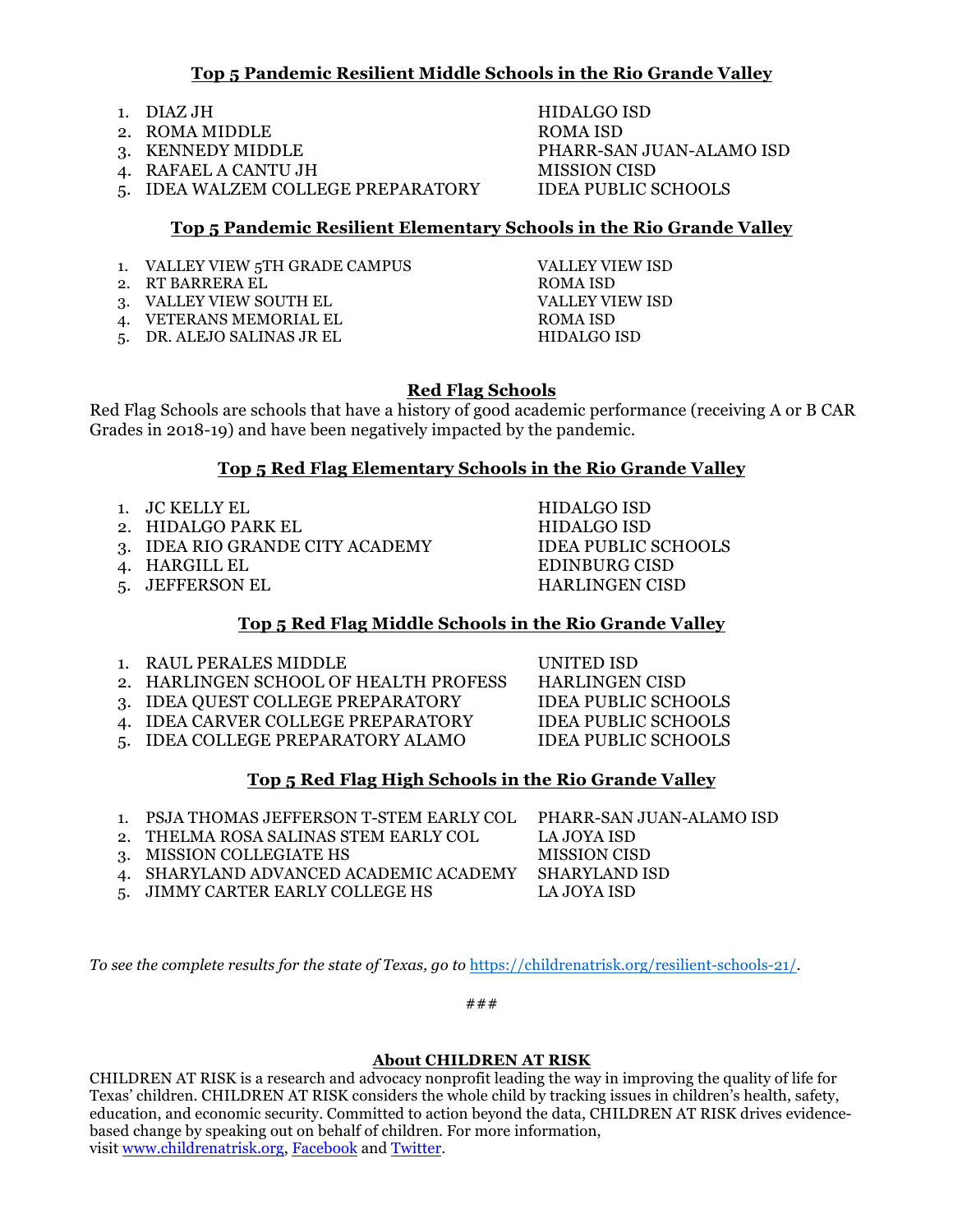## Top 5 Pandemic Resilient Middle Schools in the Rio Grande Valley

1. DIAZ JH — HIDALGO ISD
2. ROMA MIDDLE — ROMA ISD
3. KENNEDY MIDDLE — PHARR-SAN JUAN-ALAMO ISD
4. RAFAEL A CANTU JH — MISSION CISD
5. IDEA WALZEM COLLEGE PREPARATORY — IDEA PUBLIC SCHOOLS

## Top 5 Pandemic Resilient Elementary Schools in the Rio Grande Valley

1. VALLEY VIEW 5TH GRADE CAMPUS — VALLEY VIEW ISD
2. RT BARRERA EL — ROMA ISD
3. VALLEY VIEW SOUTH EL — VALLEY VIEW ISD
4. VETERANS MEMORIAL EL — ROMA ISD
5. DR. ALEJO SALINAS JR EL — HIDALGO ISD

## Red Flag Schools

Red Flag Schools are schools that have a history of good academic performance (receiving A or B CAR Grades in 2018-19) and have been negatively impacted by the pandemic.

## Top 5 Red Flag Elementary Schools in the Rio Grande Valley

1. JC KELLY EL — HIDALGO ISD
2. HIDALGO PARK EL — HIDALGO ISD
3. IDEA RIO GRANDE CITY ACADEMY — IDEA PUBLIC SCHOOLS
4. HARGILL EL — EDINBURG CISD
5. JEFFERSON EL — HARLINGEN CISD

## Top 5 Red Flag Middle Schools in the Rio Grande Valley

1. RAUL PERALES MIDDLE — UNITED ISD
2. HARLINGEN SCHOOL OF HEALTH PROFESS — HARLINGEN CISD
3. IDEA QUEST COLLEGE PREPARATORY — IDEA PUBLIC SCHOOLS
4. IDEA CARVER COLLEGE PREPARATORY — IDEA PUBLIC SCHOOLS
5. IDEA COLLEGE PREPARATORY ALAMO — IDEA PUBLIC SCHOOLS

## Top 5 Red Flag High Schools in the Rio Grande Valley

1. PSJA THOMAS JEFFERSON T-STEM EARLY COL — PHARR-SAN JUAN-ALAMO ISD
2. THELMA ROSA SALINAS STEM EARLY COL — LA JOYA ISD
3. MISSION COLLEGIATE HS — MISSION CISD
4. SHARYLAND ADVANCED ACADEMIC ACADEMY — SHARYLAND ISD
5. JIMMY CARTER EARLY COLLEGE HS — LA JOYA ISD

*To see the complete results for the state of Texas, go to* https://childrenatrisk.org/resilient-schools-21/.

###

## About CHILDREN AT RISK

CHILDREN AT RISK is a research and advocacy nonprofit leading the way in improving the quality of life for Texas' children. CHILDREN AT RISK considers the whole child by tracking issues in children's health, safety, education, and economic security. Committed to action beyond the data, CHILDREN AT RISK drives evidence-based change by speaking out on behalf of children. For more information, visit www.childrenatrisk.org, Facebook and Twitter.